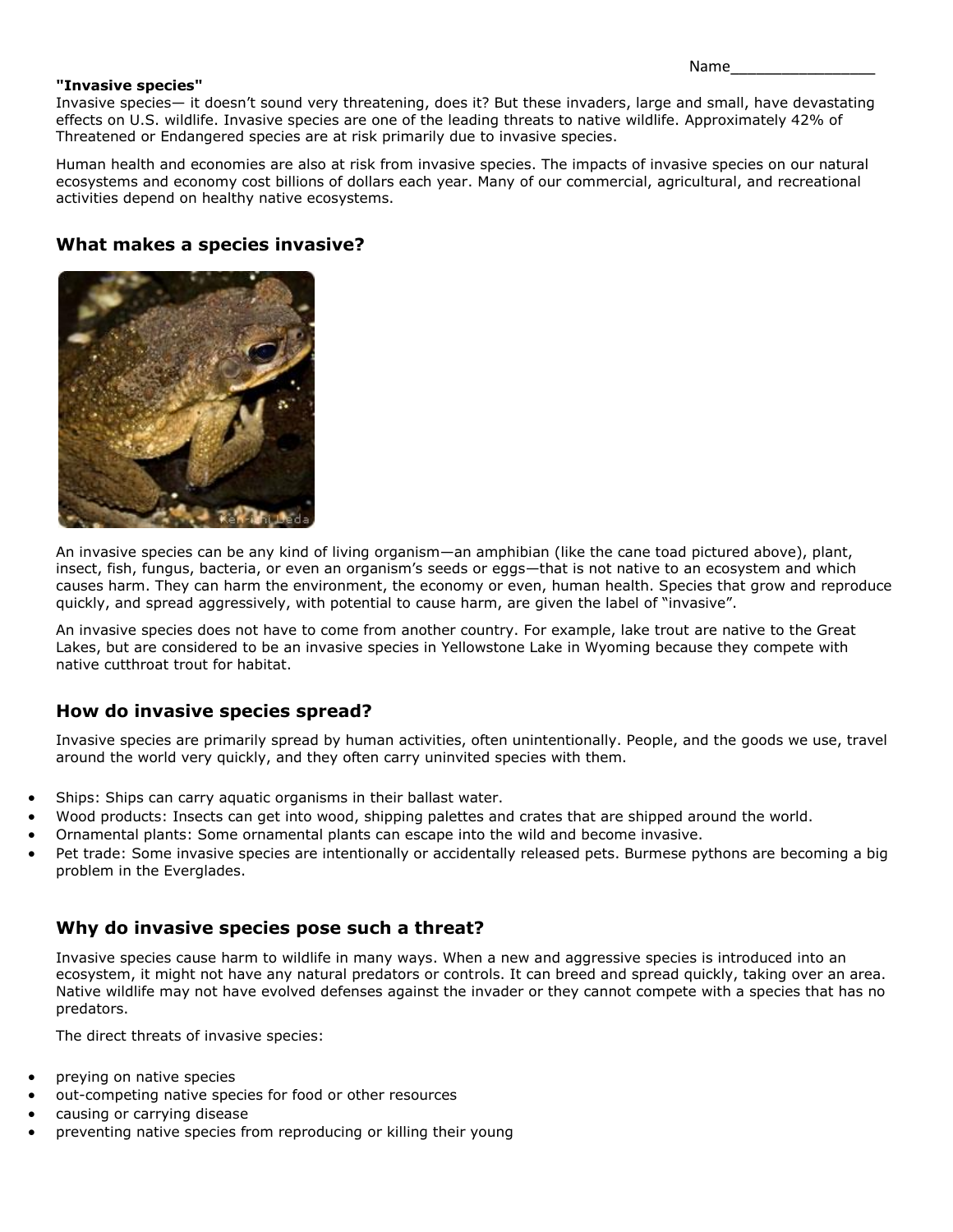Name________________

**"Invasive species"**

Invasive species— it doesn't sound very threatening, does it? But these invaders, large and small, have devastating effects on U.S. wildlife. Invasive species are one of the leading threats to native wildlife. Approximately 42% of Threatened or Endangered species are at risk primarily due to invasive species.

Human health and economies are also at risk from invasive species. The impacts of invasive species on our natural ecosystems and economy cost billions of dollars each year. Many of our commercial, agricultural, and recreational activities depend on healthy native ecosystems.

## What makes a species invasive?

An invasive species can be any kind of living organism—an amphibian (like the cane toad pictured above), plant, insect, fish, fungus, bacteria, or even an organism's seeds or eggs—that is not native to an ecosystem and which causes harm. They can harm the environment, the economy or even, human health. Species that grow and reproduce quickly, and spread aggressively, with potential to cause harm, are given the label of "invasive".

An invasive species does not have to come from another country. For example, lake trout are native to the Great Lakes, but are considered to be an invasive species in Yellowstone Lake in Wyoming because they compete with native cutthroat trout for habitat.

## How do invasive species spread?

Invasive species are primarily spread by human activities, often unintentionally. People, and the goods we use, travel around the world very quickly, and they often carry uninvited species with them.

- Ships: Ships can carry aquatic organisms in their ballast water.
- Wood products: Insects can get into wood, shipping palettes and crates that are shipped around the world.
- Ornamental plants: Some ornamental plants can escape into the wild and become invasive.
- Pet trade: Some invasive species are intentionally or accidentally released pets. Burmese pythons are becoming a big problem in the Everglades.

## Why do invasive species pose such a threat?

Invasive species cause harm to wildlife in many ways. When a new and aggressive species is introduced into an ecosystem, it might not have any natural predators or controls. It can breed and spread quickly, taking over an area. Native wildlife may not have evolved defenses against the invader or they cannot compete with a species that has no predators.

The direct threats of invasive species:

- preying on native species
- out-competing native species for food or other resources
- causing or carrying disease
- preventing native species from reproducing or killing their young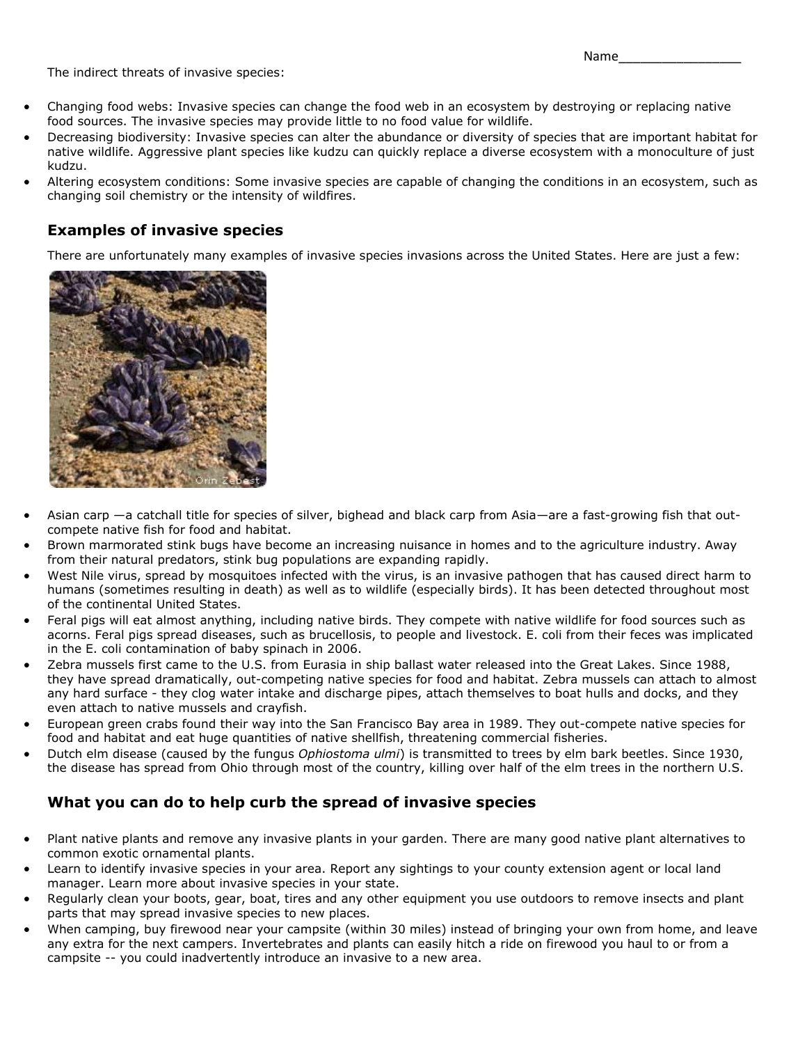Name________________

The indirect threats of invasive species:

- Changing food webs: Invasive species can change the food web in an ecosystem by destroying or replacing native food sources. The invasive species may provide little to no food value for wildlife.
- Decreasing biodiversity: Invasive species can alter the abundance or diversity of species that are important habitat for native wildlife. Aggressive plant species like kudzu can quickly replace a diverse ecosystem with a monoculture of just kudzu.
- Altering ecosystem conditions: Some invasive species are capable of changing the conditions in an ecosystem, such as changing soil chemistry or the intensity of wildfires.

## Examples of invasive species

There are unfortunately many examples of invasive species invasions across the United States. Here are just a few:

- Asian carp —a catchall title for species of silver, bighead and black carp from Asia—are a fast-growing fish that out-compete native fish for food and habitat.
- Brown marmorated stink bugs have become an increasing nuisance in homes and to the agriculture industry. Away from their natural predators, stink bug populations are expanding rapidly.
- West Nile virus, spread by mosquitoes infected with the virus, is an invasive pathogen that has caused direct harm to humans (sometimes resulting in death) as well as to wildlife (especially birds). It has been detected throughout most of the continental United States.
- Feral pigs will eat almost anything, including native birds. They compete with native wildlife for food sources such as acorns. Feral pigs spread diseases, such as brucellosis, to people and livestock. E. coli from their feces was implicated in the E. coli contamination of baby spinach in 2006.
- Zebra mussels first came to the U.S. from Eurasia in ship ballast water released into the Great Lakes. Since 1988, they have spread dramatically, out-competing native species for food and habitat. Zebra mussels can attach to almost any hard surface - they clog water intake and discharge pipes, attach themselves to boat hulls and docks, and they even attach to native mussels and crayfish.
- European green crabs found their way into the San Francisco Bay area in 1989. They out-compete native species for food and habitat and eat huge quantities of native shellfish, threatening commercial fisheries.
- Dutch elm disease (caused by the fungus *Ophiostoma ulmi*) is transmitted to trees by elm bark beetles. Since 1930, the disease has spread from Ohio through most of the country, killing over half of the elm trees in the northern U.S.

## What you can do to help curb the spread of invasive species

- Plant native plants and remove any invasive plants in your garden. There are many good native plant alternatives to common exotic ornamental plants.
- Learn to identify invasive species in your area. Report any sightings to your county extension agent or local land manager. Learn more about invasive species in your state.
- Regularly clean your boots, gear, boat, tires and any other equipment you use outdoors to remove insects and plant parts that may spread invasive species to new places.
- When camping, buy firewood near your campsite (within 30 miles) instead of bringing your own from home, and leave any extra for the next campers. Invertebrates and plants can easily hitch a ride on firewood you haul to or from a campsite -- you could inadvertently introduce an invasive to a new area.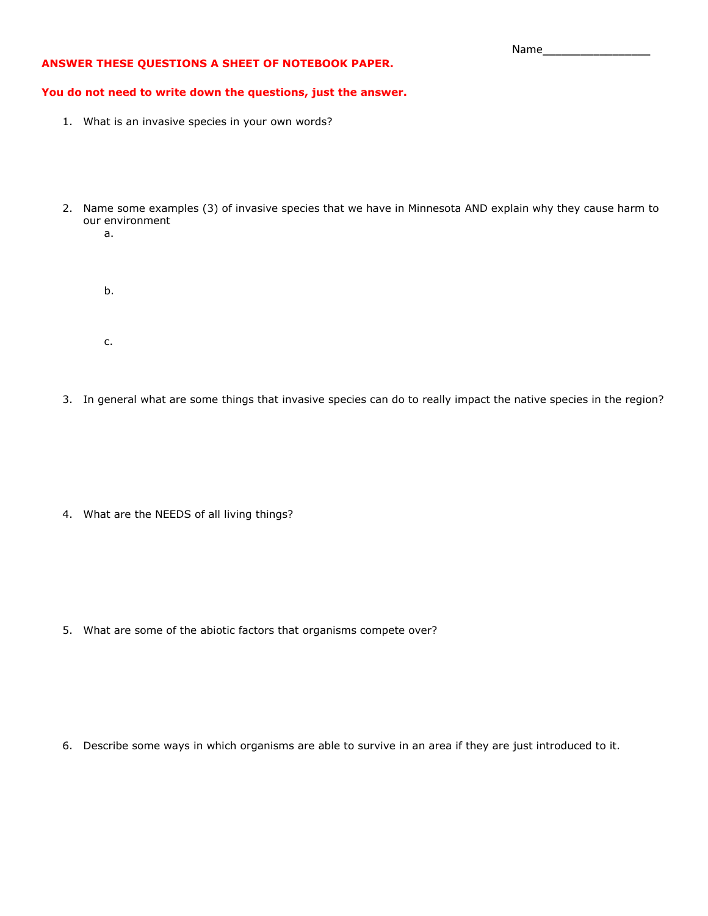Name________________

**ANSWER THESE QUESTIONS A SHEET OF NOTEBOOK PAPER.**

**You do not need to write down the questions, just the answer.**

1. What is an invasive species in your own words?

2. Name some examples (3) of invasive species that we have in Minnesota AND explain why they cause harm to our environment
   a.
   b.
   c.

3. In general what are some things that invasive species can do to really impact the native species in the region?

4. What are the NEEDS of all living things?

5. What are some of the abiotic factors that organisms compete over?

6. Describe some ways in which organisms are able to survive in an area if they are just introduced to it.